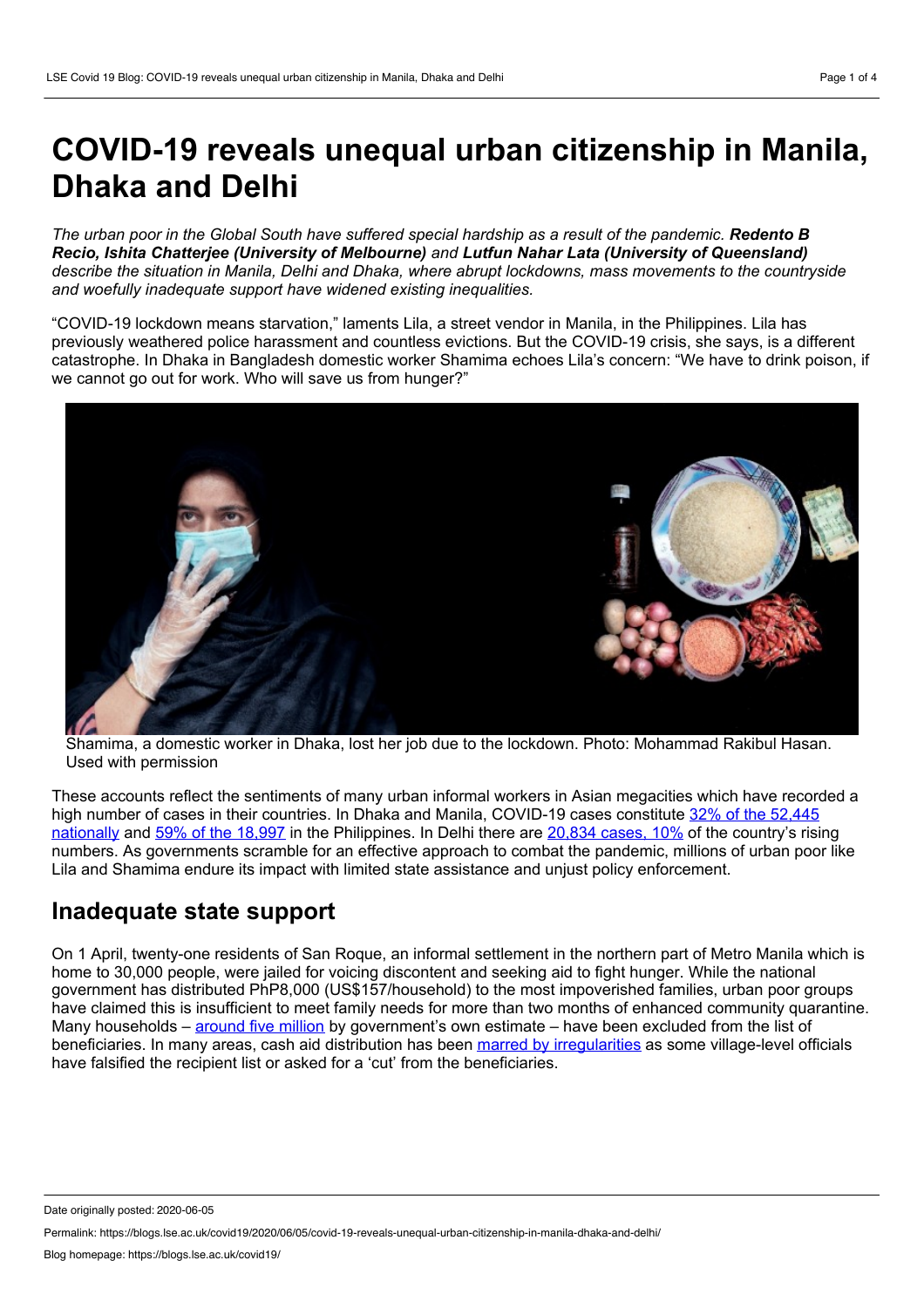# COVID-19 reveals unequal urban citizenship in Manila, Dhaka and Delhi

*The urban poor in the Global South have suffered special hardship as a result of the pandemic.* ***Redento B Recio, Ishita Chatterjee (University of Melbourne)*** *and* ***Lutfun Nahar Lata (University of Queensland)*** *describe the situation in Manila, Delhi and Dhaka, where abrupt lockdowns, mass movements to the countryside and woefully inadequate support have widened existing inequalities.*

"COVID-19 lockdown means starvation," laments Lila, a street vendor in Manila, in the Philippines. Lila has previously weathered police harassment and countless evictions. But the COVID-19 crisis, she says, is a different catastrophe. In Dhaka in Bangladesh domestic worker Shamima echoes Lila's concern: "We have to drink poison, if we cannot go out for work. Who will save us from hunger?"

Shamima, a domestic worker in Dhaka, lost her job due to the lockdown. Photo: Mohammad Rakibul Hasan. Used with permission

These accounts reflect the sentiments of many urban informal workers in Asian megacities which have recorded a high number of cases in their countries. In Dhaka and Manila, COVID-19 cases constitute 32% of the 52,445 nationally and 59% of the 18,997 in the Philippines. In Delhi there are 20,834 cases, 10% of the country's rising numbers. As governments scramble for an effective approach to combat the pandemic, millions of urban poor like Lila and Shamima endure its impact with limited state assistance and unjust policy enforcement.

## Inadequate state support

On 1 April, twenty-one residents of San Roque, an informal settlement in the northern part of Metro Manila which is home to 30,000 people, were jailed for voicing discontent and seeking aid to fight hunger. While the national government has distributed PhP8,000 (US$157/household) to the most impoverished families, urban poor groups have claimed this is insufficient to meet family needs for more than two months of enhanced community quarantine. Many households – around five million by government's own estimate – have been excluded from the list of beneficiaries. In many areas, cash aid distribution has been marred by irregularities as some village-level officials have falsified the recipient list or asked for a 'cut' from the beneficiaries.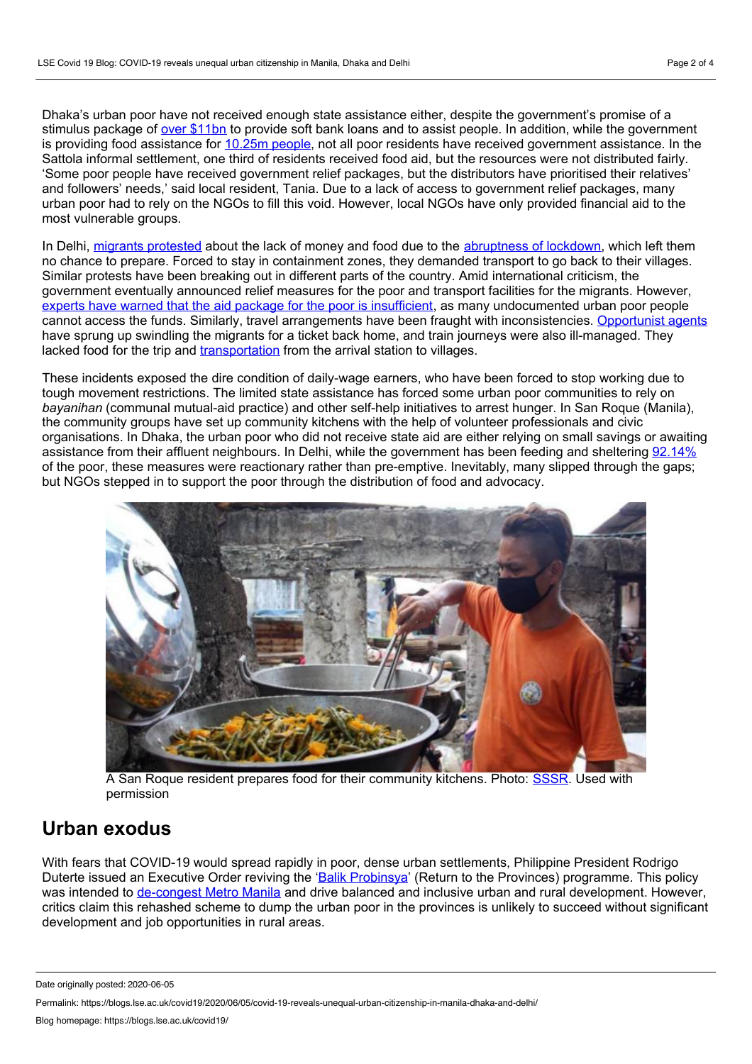Dhaka's urban poor have not received enough state assistance either, despite the government's promise of a stimulus package of over $11bn to provide soft bank loans and to assist people. In addition, while the government is providing food assistance for 10.25m people, not all poor residents have received government assistance. In the Sattola informal settlement, one third of residents received food aid, but the resources were not distributed fairly. 'Some poor people have received government relief packages, but the distributors have prioritised their relatives' and followers' needs,' said local resident, Tania. Due to a lack of access to government relief packages, many urban poor had to rely on the NGOs to fill this void. However, local NGOs have only provided financial aid to the most vulnerable groups.

In Delhi, migrants protested about the lack of money and food due to the abruptness of lockdown, which left them no chance to prepare. Forced to stay in containment zones, they demanded transport to go back to their villages. Similar protests have been breaking out in different parts of the country. Amid international criticism, the government eventually announced relief measures for the poor and transport facilities for the migrants. However, experts have warned that the aid package for the poor is insufficient, as many undocumented urban poor people cannot access the funds. Similarly, travel arrangements have been fraught with inconsistencies. Opportunist agents have sprung up swindling the migrants for a ticket back home, and train journeys were also ill-managed. They lacked food for the trip and transportation from the arrival station to villages.

These incidents exposed the dire condition of daily-wage earners, who have been forced to stop working due to tough movement restrictions. The limited state assistance has forced some urban poor communities to rely on *bayanihan* (communal mutual-aid practice) and other self-help initiatives to arrest hunger. In San Roque (Manila), the community groups have set up community kitchens with the help of volunteer professionals and civic organisations. In Dhaka, the urban poor who did not receive state aid are either relying on small savings or awaiting assistance from their affluent neighbours. In Delhi, while the government has been feeding and sheltering 92.14% of the poor, these measures were reactionary rather than pre-emptive. Inevitably, many slipped through the gaps; but NGOs stepped in to support the poor through the distribution of food and advocacy.

A San Roque resident prepares food for their community kitchens. Photo: SSSR. Used with permission

## Urban exodus

With fears that COVID-19 would spread rapidly in poor, dense urban settlements, Philippine President Rodrigo Duterte issued an Executive Order reviving the 'Balik Probinsya' (Return to the Provinces) programme. This policy was intended to de-congest Metro Manila and drive balanced and inclusive urban and rural development. However, critics claim this rehashed scheme to dump the urban poor in the provinces is unlikely to succeed without significant development and job opportunities in rural areas.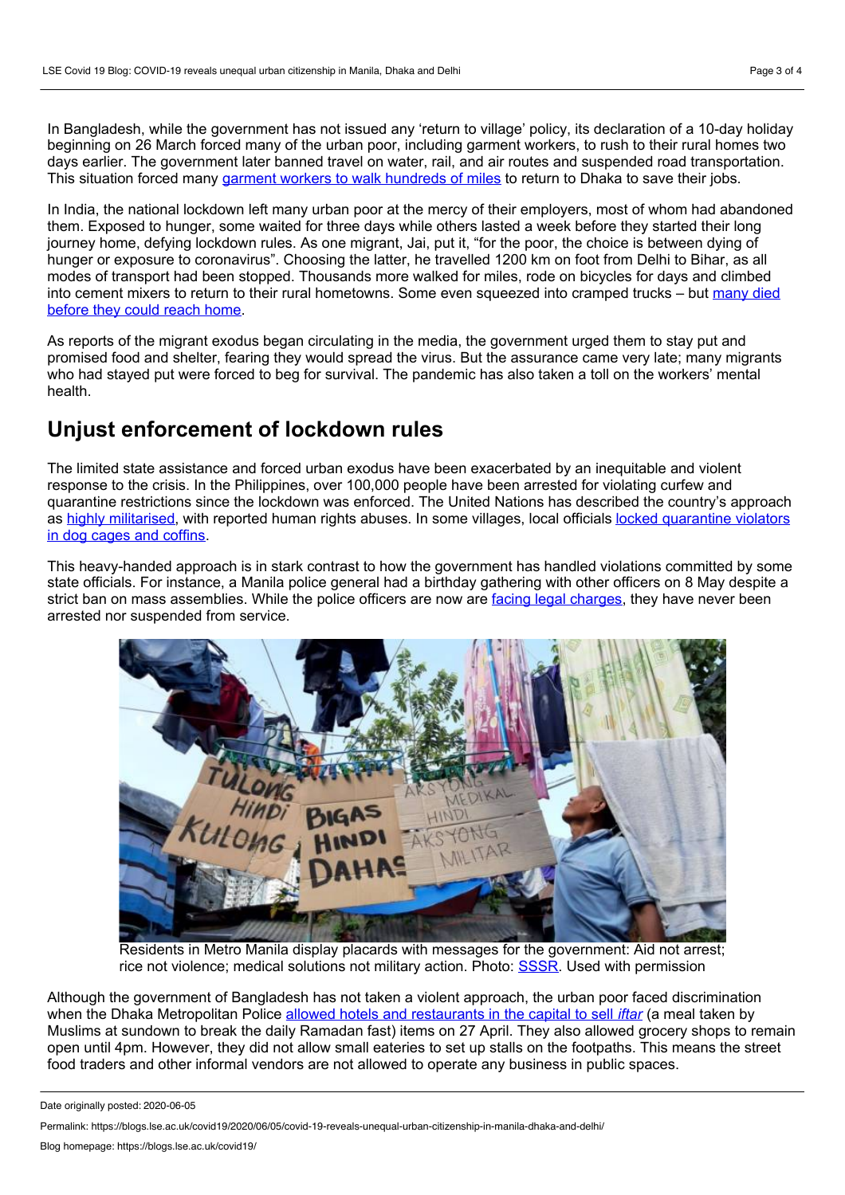In Bangladesh, while the government has not issued any 'return to village' policy, its declaration of a 10-day holiday beginning on 26 March forced many of the urban poor, including garment workers, to rush to their rural homes two days earlier. The government later banned travel on water, rail, and air routes and suspended road transportation. This situation forced many garment workers to walk hundreds of miles to return to Dhaka to save their jobs.

In India, the national lockdown left many urban poor at the mercy of their employers, most of whom had abandoned them. Exposed to hunger, some waited for three days while others lasted a week before they started their long journey home, defying lockdown rules. As one migrant, Jai, put it, "for the poor, the choice is between dying of hunger or exposure to coronavirus". Choosing the latter, he travelled 1200 km on foot from Delhi to Bihar, as all modes of transport had been stopped. Thousands more walked for miles, rode on bicycles for days and climbed into cement mixers to return to their rural hometowns. Some even squeezed into cramped trucks – but many died before they could reach home.

As reports of the migrant exodus began circulating in the media, the government urged them to stay put and promised food and shelter, fearing they would spread the virus. But the assurance came very late; many migrants who had stayed put were forced to beg for survival. The pandemic has also taken a toll on the workers' mental health.

## Unjust enforcement of lockdown rules

The limited state assistance and forced urban exodus have been exacerbated by an inequitable and violent response to the crisis. In the Philippines, over 100,000 people have been arrested for violating curfew and quarantine restrictions since the lockdown was enforced. The United Nations has described the country's approach as highly militarised, with reported human rights abuses. In some villages, local officials locked quarantine violators in dog cages and coffins.

This heavy-handed approach is in stark contrast to how the government has handled violations committed by some state officials. For instance, a Manila police general had a birthday gathering with other officers on 8 May despite a strict ban on mass assemblies. While the police officers are now are facing legal charges, they have never been arrested nor suspended from service.

Residents in Metro Manila display placards with messages for the government: Aid not arrest; rice not violence; medical solutions not military action. Photo: SSSR. Used with permission

Although the government of Bangladesh has not taken a violent approach, the urban poor faced discrimination when the Dhaka Metropolitan Police allowed hotels and restaurants in the capital to sell *iftar* (a meal taken by Muslims at sundown to break the daily Ramadan fast) items on 27 April. They also allowed grocery shops to remain open until 4pm. However, they did not allow small eateries to set up stalls on the footpaths. This means the street food traders and other informal vendors are not allowed to operate any business in public spaces.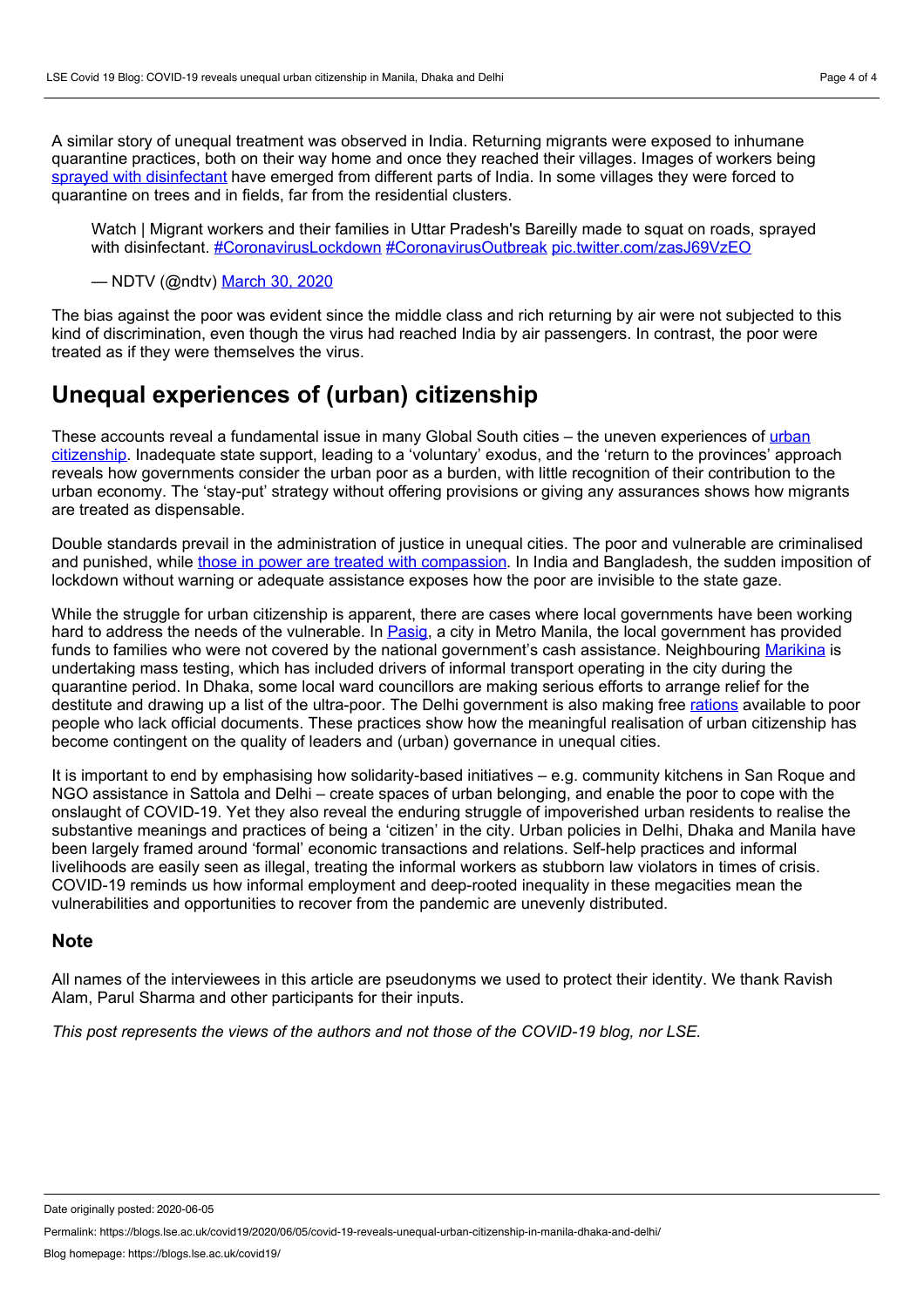A similar story of unequal treatment was observed in India. Returning migrants were exposed to inhumane quarantine practices, both on their way home and once they reached their villages. Images of workers being sprayed with disinfectant have emerged from different parts of India. In some villages they were forced to quarantine on trees and in fields, far from the residential clusters.

> Watch | Migrant workers and their families in Uttar Pradesh's Bareilly made to squat on roads, sprayed with disinfectant. #CoronavirusLockdown #CoronavirusOutbreak pic.twitter.com/zasJ69VzEO
>
> — NDTV (@ndtv) March 30, 2020

The bias against the poor was evident since the middle class and rich returning by air were not subjected to this kind of discrimination, even though the virus had reached India by air passengers. In contrast, the poor were treated as if they were themselves the virus.

## Unequal experiences of (urban) citizenship

These accounts reveal a fundamental issue in many Global South cities – the uneven experiences of urban citizenship. Inadequate state support, leading to a 'voluntary' exodus, and the 'return to the provinces' approach reveals how governments consider the urban poor as a burden, with little recognition of their contribution to the urban economy. The 'stay-put' strategy without offering provisions or giving any assurances shows how migrants are treated as dispensable.

Double standards prevail in the administration of justice in unequal cities. The poor and vulnerable are criminalised and punished, while those in power are treated with compassion. In India and Bangladesh, the sudden imposition of lockdown without warning or adequate assistance exposes how the poor are invisible to the state gaze.

While the struggle for urban citizenship is apparent, there are cases where local governments have been working hard to address the needs of the vulnerable. In Pasig, a city in Metro Manila, the local government has provided funds to families who were not covered by the national government's cash assistance. Neighbouring Marikina is undertaking mass testing, which has included drivers of informal transport operating in the city during the quarantine period. In Dhaka, some local ward councillors are making serious efforts to arrange relief for the destitute and drawing up a list of the ultra-poor. The Delhi government is also making free rations available to poor people who lack official documents. These practices show how the meaningful realisation of urban citizenship has become contingent on the quality of leaders and (urban) governance in unequal cities.

It is important to end by emphasising how solidarity-based initiatives – e.g. community kitchens in San Roque and NGO assistance in Sattola and Delhi – create spaces of urban belonging, and enable the poor to cope with the onslaught of COVID-19. Yet they also reveal the enduring struggle of impoverished urban residents to realise the substantive meanings and practices of being a 'citizen' in the city. Urban policies in Delhi, Dhaka and Manila have been largely framed around 'formal' economic transactions and relations. Self-help practices and informal livelihoods are easily seen as illegal, treating the informal workers as stubborn law violators in times of crisis. COVID-19 reminds us how informal employment and deep-rooted inequality in these megacities mean the vulnerabilities and opportunities to recover from the pandemic are unevenly distributed.

### Note

All names of the interviewees in this article are pseudonyms we used to protect their identity. We thank Ravish Alam, Parul Sharma and other participants for their inputs.

*This post represents the views of the authors and not those of the COVID-19 blog, nor LSE.*

Date originally posted: 2020-06-05

Permalink: https://blogs.lse.ac.uk/covid19/2020/06/05/covid-19-reveals-unequal-urban-citizenship-in-manila-dhaka-and-delhi/

Blog homepage: https://blogs.lse.ac.uk/covid19/